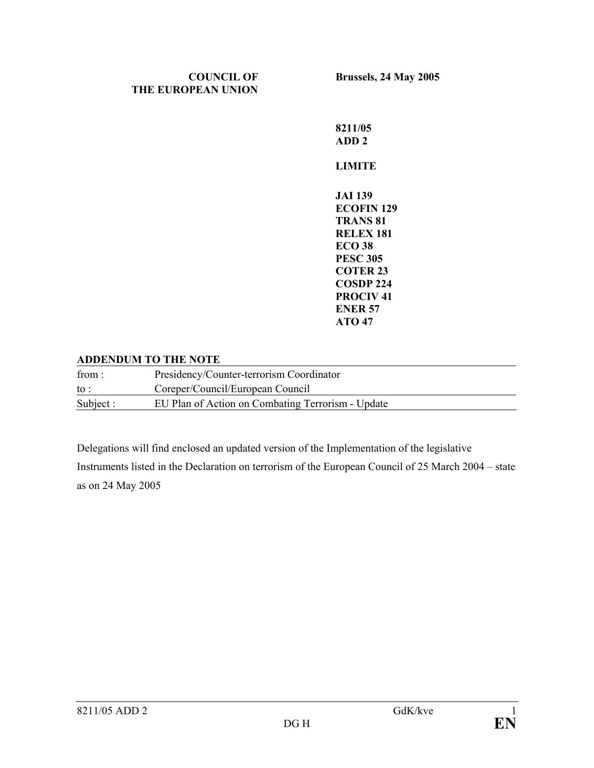**COUNCIL OF THE EUROPEAN UNION**

**Brussels, 24 May 2005**

**8211/05**
**ADD 2**

**LIMITE**

**JAI 139**
**ECOFIN 129**
**TRANS 81**
**RELEX 181**
**ECO 38**
**PESC 305**
**COTER 23**
**COSDP 224**
**PROCIV 41**
**ENER 57**
**ATO 47**

**ADDENDUM TO THE NOTE**

| | |
|---|---|
| from : | Presidency/Counter-terrorism Coordinator |
| to : | Coreper/Council/European Council |
| Subject : | EU Plan of Action on Combating Terrorism - Update |

Delegations will find enclosed an updated version of the Implementation of the legislative Instruments listed in the Declaration on terrorism of the European Council of 25 March 2004 – state as on 24 May 2005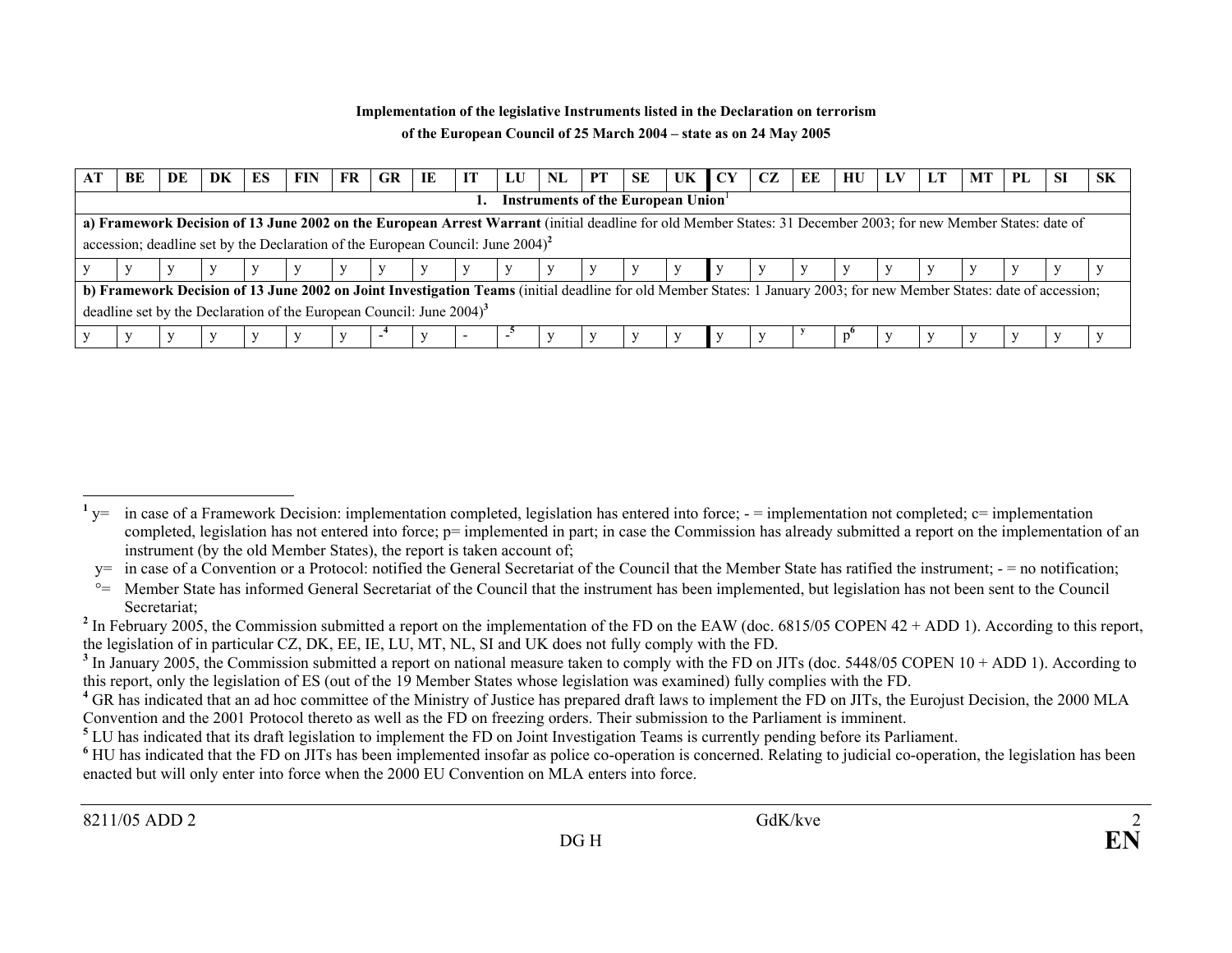**Implementation of the legislative Instruments listed in the Declaration on terrorism**

**of the European Council of 25 March 2004 – state as on 24 May 2005**

| AT | BE | DE | DK | ES | FIN | FR | GR | IE | IT | LU | NL | PT | SE | UK | CY | CZ | EE | HU | LV | LT | MT | PL | SI | SK |
|---|---|---|---|---|---|---|---|---|---|---|---|---|---|---|---|---|---|---|---|---|---|---|---|---|
| **1. Instruments of the European Union**[1] | | | | | | | | | | | | | | | | | | | | | | | | |
| **a) Framework Decision of 13 June 2002 on the European Arrest Warrant** (initial deadline for old Member States: 31 December 2003; for new Member States: date of accession; deadline set by the Declaration of the European Council: June 2004)[2] | | | | | | | | | | | | | | | | | | | | | | | | |
| y | y | y | y | y | y | y | y | y | y | y | y | y | y | y | y | y | y | y | y | y | y | y | y | y |
| **b) Framework Decision of 13 June 2002 on Joint Investigation Teams** (initial deadline for old Member States: 1 January 2003; for new Member States: date of accession; deadline set by the Declaration of the European Council: June 2004)[3] | | | | | | | | | | | | | | | | | | | | | | | | |
| y | y | y | y | y | y | y | -[4] | y | - | -[5] | y | y | y | y | y | y | y | p[6] | y | y | y | y | y | y |

---

[1] y= in case of a Framework Decision: implementation completed, legislation has entered into force; - = implementation not completed; c= implementation completed, legislation has not entered into force; p= implemented in part; in case the Commission has already submitted a report on the implementation of an instrument (by the old Member States), the report is taken account of;

y= in case of a Convention or a Protocol: notified the General Secretariat of the Council that the Member State has ratified the instrument; - = no notification;

°= Member State has informed General Secretariat of the Council that the instrument has been implemented, but legislation has not been sent to the Council Secretariat;

[2] In February 2005, the Commission submitted a report on the implementation of the FD on the EAW (doc. 6815/05 COPEN 42 + ADD 1). According to this report, the legislation of in particular CZ, DK, EE, IE, LU, MT, NL, SI and UK does not fully comply with the FD.

[3] In January 2005, the Commission submitted a report on national measure taken to comply with the FD on JITs (doc. 5448/05 COPEN 10 + ADD 1). According to this report, only the legislation of ES (out of the 19 Member States whose legislation was examined) fully complies with the FD.

[4] GR has indicated that an ad hoc committee of the Ministry of Justice has prepared draft laws to implement the FD on JITs, the Eurojust Decision, the 2000 MLA Convention and the 2001 Protocol thereto as well as the FD on freezing orders. Their submission to the Parliament is imminent.

[5] LU has indicated that its draft legislation to implement the FD on Joint Investigation Teams is currently pending before its Parliament.

[6] HU has indicated that the FD on JITs has been implemented insofar as police co-operation is concerned. Relating to judicial co-operation, the legislation has been enacted but will only enter into force when the 2000 EU Convention on MLA enters into force.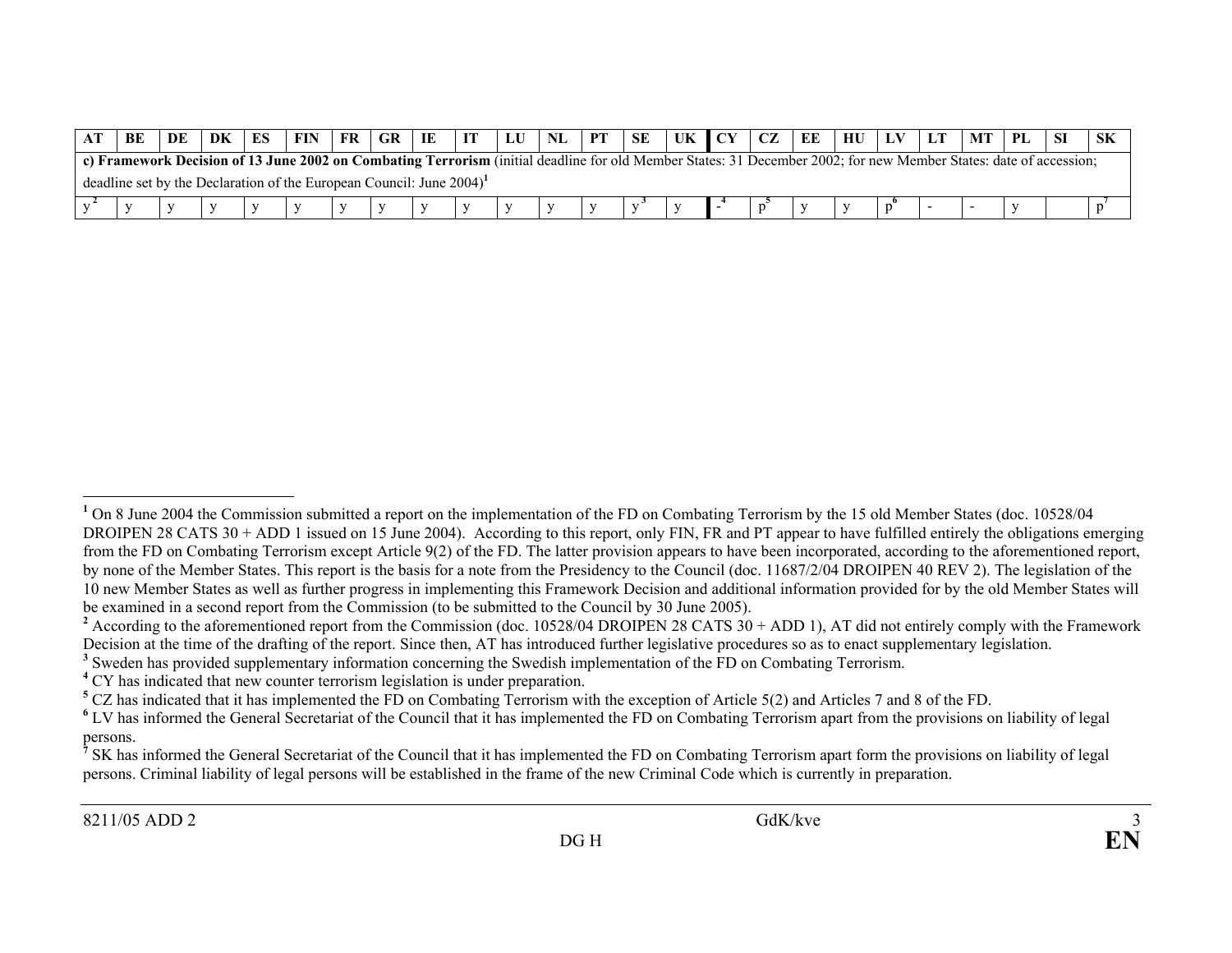| AT | BE | DE | DK | ES | FIN | FR | GR | IE | IT | LU | NL | PT | SE | UK | CY | CZ | EE | HU | LV | LT | MT | PL | SI | SK |
|---|---|---|---|---|---|---|---|---|---|---|---|---|---|---|---|---|---|---|---|---|---|---|---|---|
| **c) Framework Decision of 13 June 2002 on Combating Terrorism** (initial deadline for old Member States: 31 December 2002; for new Member States: date of accession; deadline set by the Declaration of the European Council: June 2004)[1] | | | | | | | | | | | | | | | | | | | | | | | | |
| y[2] | y | y | y | y | y | y | y | y | y | y | y | y | y[3] | y | -[4] | p[5] | y | y | p[6] | - | - | y | | p[7] |

[1] On 8 June 2004 the Commission submitted a report on the implementation of the FD on Combating Terrorism by the 15 old Member States (doc. 10528/04 DROIPEN 28 CATS 30 + ADD 1 issued on 15 June 2004). According to this report, only FIN, FR and PT appear to have fulfilled entirely the obligations emerging from the FD on Combating Terrorism except Article 9(2) of the FD. The latter provision appears to have been incorporated, according to the aforementioned report, by none of the Member States. This report is the basis for a note from the Presidency to the Council (doc. 11687/2/04 DROIPEN 40 REV 2). The legislation of the 10 new Member States as well as further progress in implementing this Framework Decision and additional information provided for by the old Member States will be examined in a second report from the Commission (to be submitted to the Council by 30 June 2005).

[2] According to the aforementioned report from the Commission (doc. 10528/04 DROIPEN 28 CATS 30 + ADD 1), AT did not entirely comply with the Framework Decision at the time of the drafting of the report. Since then, AT has introduced further legislative procedures so as to enact supplementary legislation.

[3] Sweden has provided supplementary information concerning the Swedish implementation of the FD on Combating Terrorism.

[4] CY has indicated that new counter terrorism legislation is under preparation.

[5] CZ has indicated that it has implemented the FD on Combating Terrorism with the exception of Article 5(2) and Articles 7 and 8 of the FD.

[6] LV has informed the General Secretariat of the Council that it has implemented the FD on Combating Terrorism apart from the provisions on liability of legal persons.

[7] SK has informed the General Secretariat of the Council that it has implemented the FD on Combating Terrorism apart form the provisions on liability of legal persons. Criminal liability of legal persons will be established in the frame of the new Criminal Code which is currently in preparation.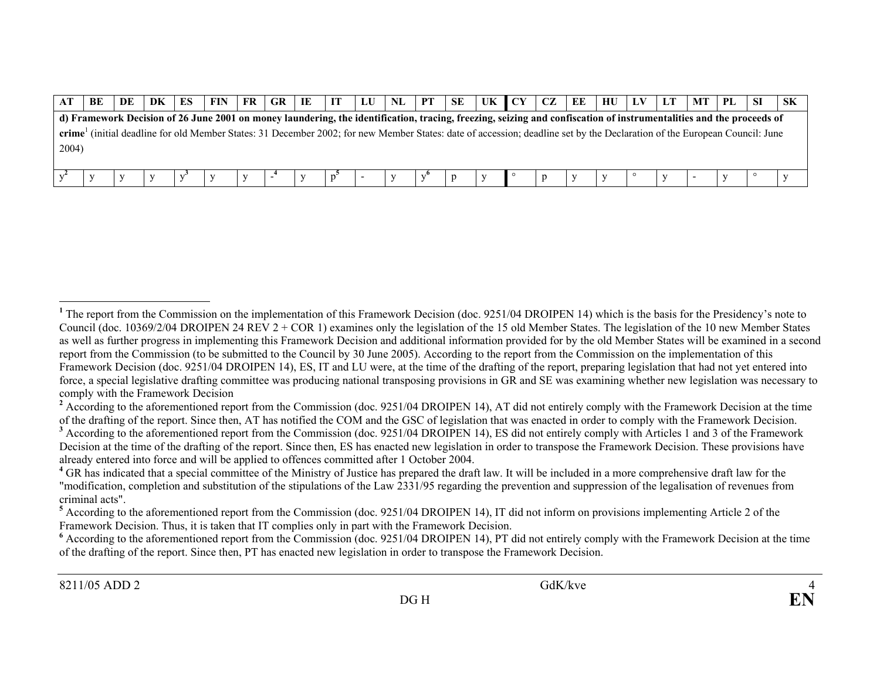| AT | BE | DE | DK | ES | FIN | FR | GR | IE | IT | LU | NL | PT | SE | UK | CY | CZ | EE | HU | LV | LT | MT | PL | SI | SK |
|---|---|---|---|---|---|---|---|---|---|---|---|---|---|---|---|---|---|---|---|---|---|---|---|---|
| **d) Framework Decision of 26 June 2001 on money laundering, the identification, tracing, freezing, seizing and confiscation of instrumentalities and the proceeds of crime**[1] (initial deadline for old Member States: 31 December 2002; for new Member States: date of accession; deadline set by the Declaration of the European Council: June 2004) | | | | | | | | | | | | | | | | | | | | | | | | |
| y[2] | y | y | y | y[3] | y | y | -[4] | y | p[5] | - | y | y[6] | p | y | ° | p | y | y | ° | y | - | y | ° | y |

[1] The report from the Commission on the implementation of this Framework Decision (doc. 9251/04 DROIPEN 14) which is the basis for the Presidency's note to Council (doc. 10369/2/04 DROIPEN 24 REV 2 + COR 1) examines only the legislation of the 15 old Member States. The legislation of the 10 new Member States as well as further progress in implementing this Framework Decision and additional information provided for by the old Member States will be examined in a second report from the Commission (to be submitted to the Council by 30 June 2005). According to the report from the Commission on the implementation of this Framework Decision (doc. 9251/04 DROIPEN 14), ES, IT and LU were, at the time of the drafting of the report, preparing legislation that had not yet entered into force, a special legislative drafting committee was producing national transposing provisions in GR and SE was examining whether new legislation was necessary to comply with the Framework Decision

[2] According to the aforementioned report from the Commission (doc. 9251/04 DROIPEN 14), AT did not entirely comply with the Framework Decision at the time of the drafting of the report. Since then, AT has notified the COM and the GSC of legislation that was enacted in order to comply with the Framework Decision.

[3] According to the aforementioned report from the Commission (doc. 9251/04 DROIPEN 14), ES did not entirely comply with Articles 1 and 3 of the Framework Decision at the time of the drafting of the report. Since then, ES has enacted new legislation in order to transpose the Framework Decision. These provisions have already entered into force and will be applied to offences committed after 1 October 2004.

[4] GR has indicated that a special committee of the Ministry of Justice has prepared the draft law. It will be included in a more comprehensive draft law for the "modification, completion and substitution of the stipulations of the Law 2331/95 regarding the prevention and suppression of the legalisation of revenues from criminal acts".

[5] According to the aforementioned report from the Commission (doc. 9251/04 DROIPEN 14), IT did not inform on provisions implementing Article 2 of the Framework Decision. Thus, it is taken that IT complies only in part with the Framework Decision.

[6] According to the aforementioned report from the Commission (doc. 9251/04 DROIPEN 14), PT did not entirely comply with the Framework Decision at the time of the drafting of the report. Since then, PT has enacted new legislation in order to transpose the Framework Decision.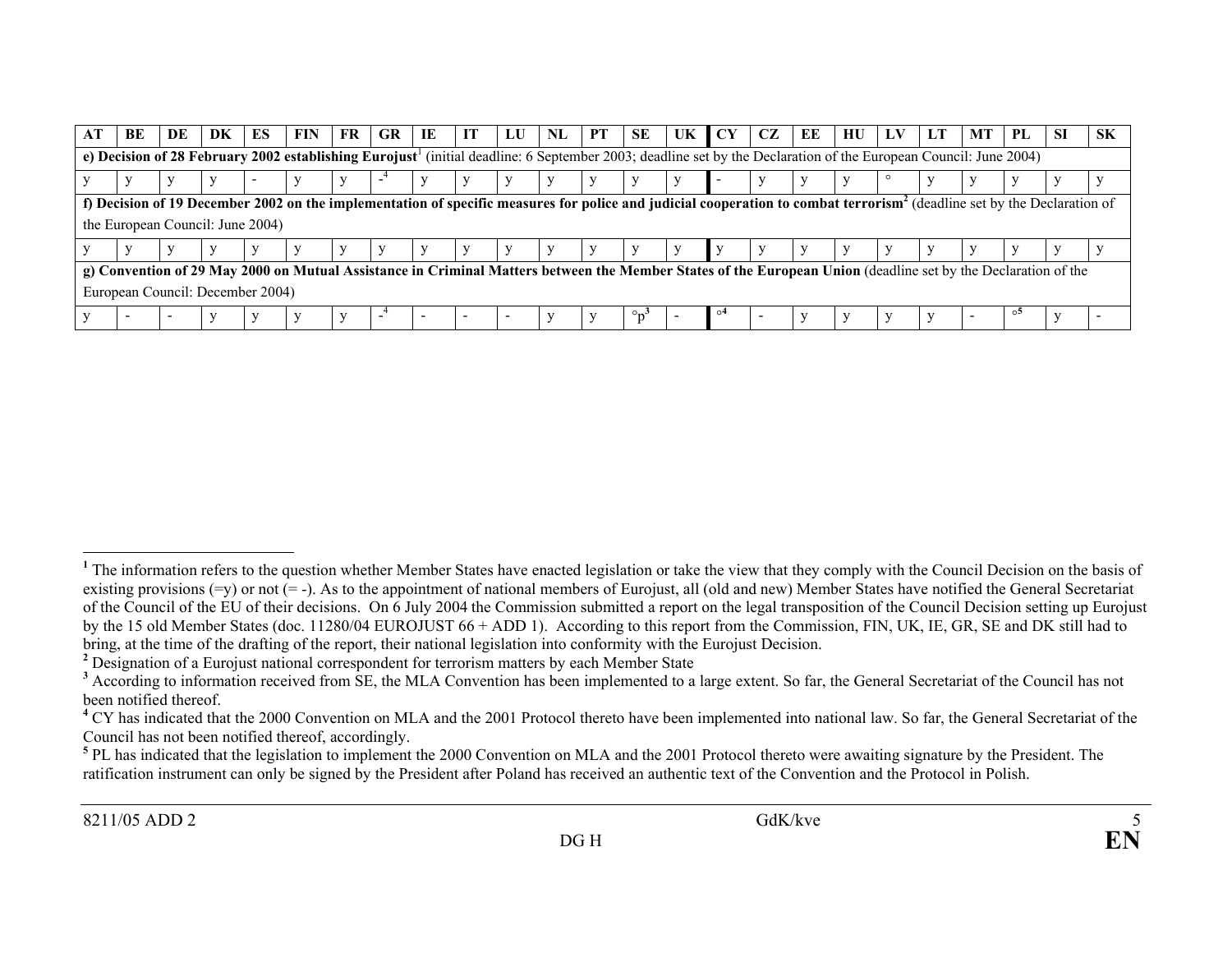| AT | BE | DE | DK | ES | FIN | FR | GR | IE | IT | LU | NL | PT | SE | UK | CY | CZ | EE | HU | LV | LT | MT | PL | SI | SK |
|---|---|---|---|---|---|---|---|---|---|---|---|---|---|---|---|---|---|---|---|---|---|---|---|---|
| **e) Decision of 28 February 2002 establishing Eurojust**[1] (initial deadline: 6 September 2003; deadline set by the Declaration of the European Council: June 2004) | | | | | | | | | | | | | | | | | | | | | | | | |
| y | y | y | y | - | y | y | -[4] | y | y | y | y | y | y | y | - | y | y | y | ° | y | y | y | y | y |
| **f) Decision of 19 December 2002 on the implementation of specific measures for police and judicial cooperation to combat terrorism**[2] (deadline set by the Declaration of the European Council: June 2004) | | | | | | | | | | | | | | | | | | | | | | | | |
| y | y | y | y | y | y | y | y | y | y | y | y | y | y | y | y | y | y | y | y | y | y | y | y | y |
| **g) Convention of 29 May 2000 on Mutual Assistance in Criminal Matters between the Member States of the European Union** (deadline set by the Declaration of the European Council: December 2004) | | | | | | | | | | | | | | | | | | | | | | | | |
| y | - | - | y | y | y | y | -[4] | - | - | - | y | y | °p[3] | - | °[4] | - | y | y | y | y | - | °[5] | y | - |

[1] The information refers to the question whether Member States have enacted legislation or take the view that they comply with the Council Decision on the basis of existing provisions (=y) or not (= -). As to the appointment of national members of Eurojust, all (old and new) Member States have notified the General Secretariat of the Council of the EU of their decisions. On 6 July 2004 the Commission submitted a report on the legal transposition of the Council Decision setting up Eurojust by the 15 old Member States (doc. 11280/04 EUROJUST 66 + ADD 1). According to this report from the Commission, FIN, UK, IE, GR, SE and DK still had to bring, at the time of the drafting of the report, their national legislation into conformity with the Eurojust Decision.

[2] Designation of a Eurojust national correspondent for terrorism matters by each Member State

[3] According to information received from SE, the MLA Convention has been implemented to a large extent. So far, the General Secretariat of the Council has not been notified thereof.

[4] CY has indicated that the 2000 Convention on MLA and the 2001 Protocol thereto have been implemented into national law. So far, the General Secretariat of the Council has not been notified thereof, accordingly.

[5] PL has indicated that the legislation to implement the 2000 Convention on MLA and the 2001 Protocol thereto were awaiting signature by the President. The ratification instrument can only be signed by the President after Poland has received an authentic text of the Convention and the Protocol in Polish.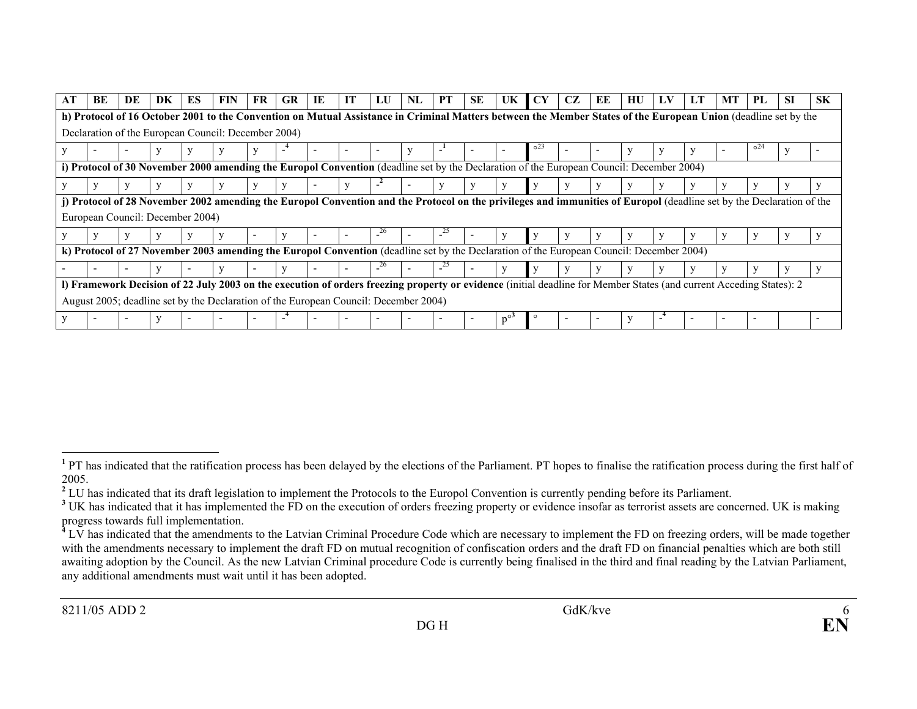| AT | BE | DE | DK | ES | FIN | FR | GR | IE | IT | LU | NL | PT | SE | UK | CY | CZ | EE | HU | LV | LT | MT | PL | SI | SK |
|---|---|---|---|---|---|---|---|---|---|---|---|---|---|---|---|---|---|---|---|---|---|---|---|---|
| **h) Protocol of 16 October 2001 to the Convention on Mutual Assistance in Criminal Matters between the Member States of the European Union** (deadline set by the Declaration of the European Council: December 2004) | | | | | | | | | | | | | | | | | | | | | | | | |
| y | - | - | y | y | y | y | -[4] | - | - | - | y | -[1] | - | - | ○[23] | - | - | y | y | y | - | ○[24] | y | - |
| **i) Protocol of 30 November 2000 amending the Europol Convention** (deadline set by the Declaration of the European Council: December 2004) | | | | | | | | | | | | | | | | | | | | | | | | |
| y | y | y | y | y | y | y | y | - | y | -[2] | - | y | y | y | y | y | y | y | y | y | y | y | y | y |
| **j) Protocol of 28 November 2002 amending the Europol Convention and the Protocol on the privileges and immunities of Europol** (deadline set by the Declaration of the European Council: December 2004) | | | | | | | | | | | | | | | | | | | | | | | | |
| y | y | y | y | y | y | - | y | - | - | -[26] | - | -[25] | - | y | y | y | y | y | y | y | y | y | y | y |
| **k) Protocol of 27 November 2003 amending the Europol Convention** (deadline set by the Declaration of the European Council: December 2004) | | | | | | | | | | | | | | | | | | | | | | | | |
| - | - | - | y | - | y | - | y | - | - | -[26] | - | -[25] | - | y | y | y | y | y | y | y | y | y | y | y |
| **l) Framework Decision of 22 July 2003 on the execution of orders freezing property or evidence** (initial deadline for Member States (and current Acceding States): 2 August 2005; deadline set by the Declaration of the European Council: December 2004) | | | | | | | | | | | | | | | | | | | | | | | | |
| y | - | - | y | - | - | - | -[4] | - | - | - | - | - | - | p○[3] | ○ | - | - | y | -[4] | - | - | - | | - |

[1] PT has indicated that the ratification process has been delayed by the elections of the Parliament. PT hopes to finalise the ratification process during the first half of 2005.

[2] LU has indicated that its draft legislation to implement the Protocols to the Europol Convention is currently pending before its Parliament.

[3] UK has indicated that it has implemented the FD on the execution of orders freezing property or evidence insofar as terrorist assets are concerned. UK is making progress towards full implementation.

[4] LV has indicated that the amendments to the Latvian Criminal Procedure Code which are necessary to implement the FD on freezing orders, will be made together with the amendments necessary to implement the draft FD on mutual recognition of confiscation orders and the draft FD on financial penalties which are both still awaiting adoption by the Council. As the new Latvian Criminal procedure Code is currently being finalised in the third and final reading by the Latvian Parliament, any additional amendments must wait until it has been adopted.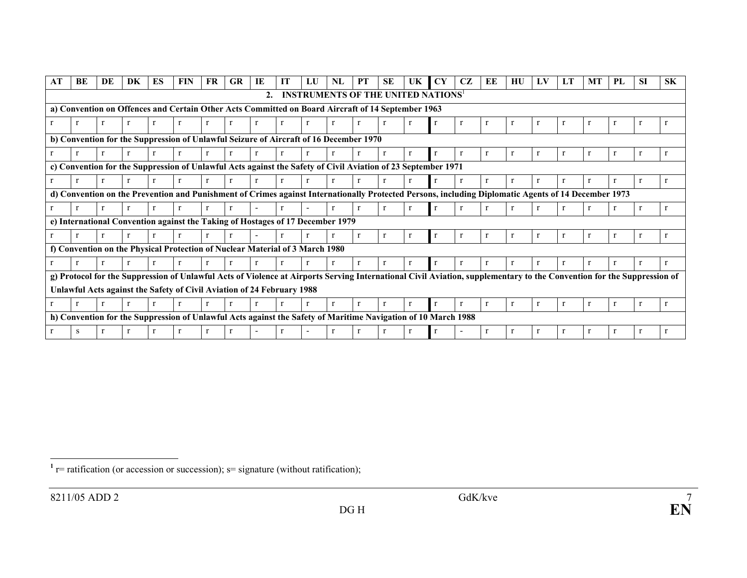| AT | BE | DE | DK | ES | FIN | FR | GR | IE | IT | LU | NL | PT | SE | UK | CY | CZ | EE | HU | LV | LT | MT | PL | SI | SK |
|---|---|---|---|---|---|---|---|---|---|---|---|---|---|---|---|---|---|---|---|---|---|---|---|---|
| **2. INSTRUMENTS OF THE UNITED NATIONS**[1] | | | | | | | | | | | | | | | | | | | | | | | | |
| **a) Convention on Offences and Certain Other Acts Committed on Board Aircraft of 14 September 1963** | | | | | | | | | | | | | | | | | | | | | | | | |
| r | r | r | r | r | r | r | r | r | r | r | r | r | r | r | r | r | r | r | r | r | r | r | r | r |
| **b) Convention for the Suppression of Unlawful Seizure of Aircraft of 16 December 1970** | | | | | | | | | | | | | | | | | | | | | | | | |
| r | r | r | r | r | r | r | r | r | r | r | r | r | r | r | r | r | r | r | r | r | r | r | r | r |
| **c) Convention for the Suppression of Unlawful Acts against the Safety of Civil Aviation of 23 September 1971** | | | | | | | | | | | | | | | | | | | | | | | | |
| r | r | r | r | r | r | r | r | r | r | r | r | r | r | r | r | r | r | r | r | r | r | r | r | r |
| **d) Convention on the Prevention and Punishment of Crimes against Internationally Protected Persons, including Diplomatic Agents of 14 December 1973** | | | | | | | | | | | | | | | | | | | | | | | | |
| r | r | r | r | r | r | r | r | - | r | - | r | r | r | r | r | r | r | r | r | r | r | r | r | r |
| **e) International Convention against the Taking of Hostages of 17 December 1979** | | | | | | | | | | | | | | | | | | | | | | | | |
| r | r | r | r | r | r | r | r | - | r | r | r | r | r | r | r | r | r | r | r | r | r | r | r | r |
| **f) Convention on the Physical Protection of Nuclear Material of 3 March 1980** | | | | | | | | | | | | | | | | | | | | | | | | |
| r | r | r | r | r | r | r | r | r | r | r | r | r | r | r | r | r | r | r | r | r | r | r | r | r |
| **g) Protocol for the Suppression of Unlawful Acts of Violence at Airports Serving International Civil Aviation, supplementary to the Convention for the Suppression of Unlawful Acts against the Safety of Civil Aviation of 24 February 1988** | | | | | | | | | | | | | | | | | | | | | | | | |
| r | r | r | r | r | r | r | r | r | r | r | r | r | r | r | r | r | r | r | r | r | r | r | r | r |
| **h) Convention for the Suppression of Unlawful Acts against the Safety of Maritime Navigation of 10 March 1988** | | | | | | | | | | | | | | | | | | | | | | | | |
| r | s | r | r | r | r | r | r | - | r | - | r | r | r | r | r | - | r | r | r | r | r | r | r | r |

[1] r= ratification (or accession or succession); s= signature (without ratification);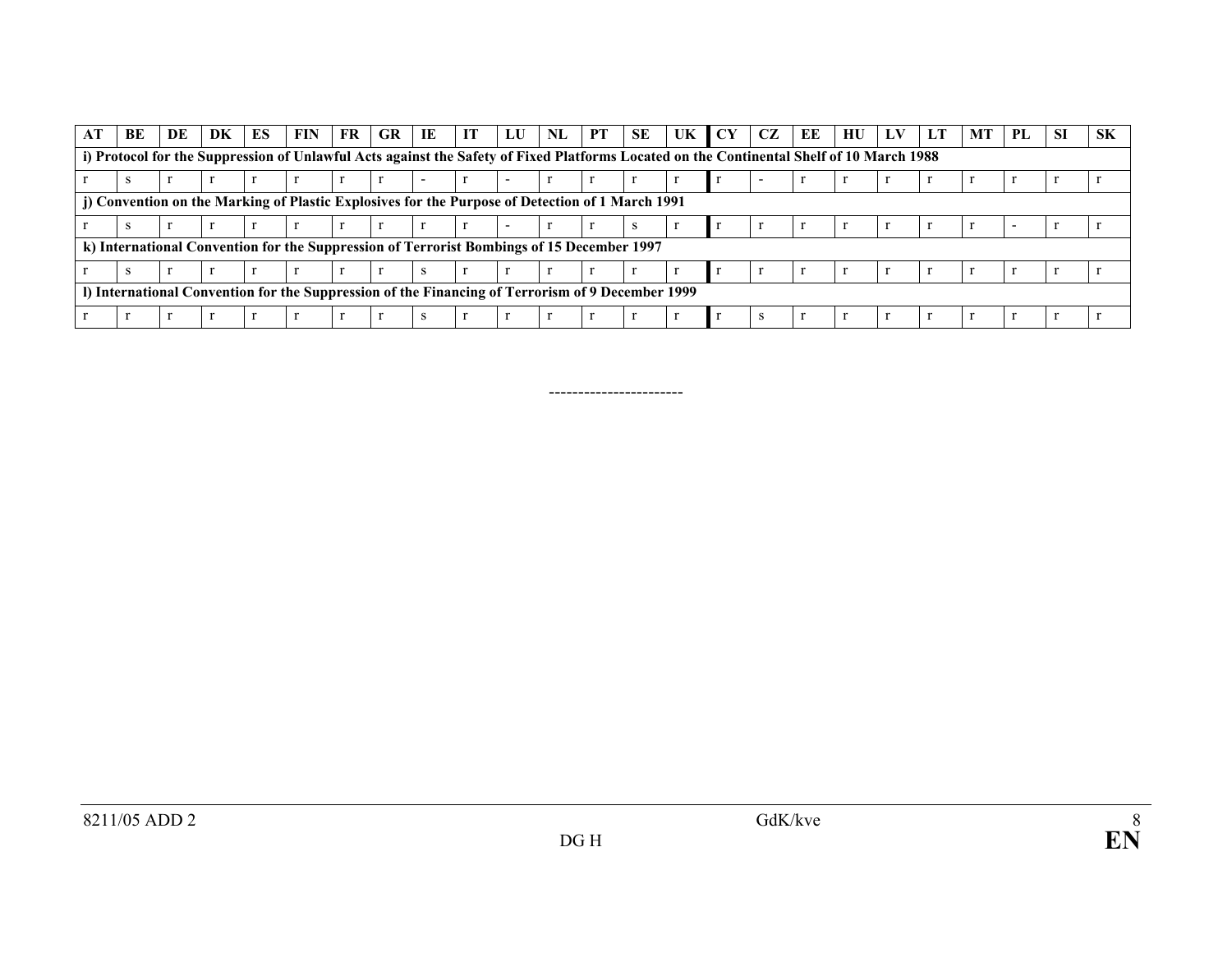| AT | BE | DE | DK | ES | FIN | FR | GR | IE | IT | LU | NL | PT | SE | UK | CY | CZ | EE | HU | LV | LT | MT | PL | SI | SK |
|---|---|---|---|---|---|---|---|---|---|---|---|---|---|---|---|---|---|---|---|---|---|---|---|---|
| **i) Protocol for the Suppression of Unlawful Acts against the Safety of Fixed Platforms Located on the Continental Shelf of 10 March 1988** | | | | | | | | | | | | | | | | | | | | | | | | |
| r | s | r | r | r | r | r | r | - | r | - | r | r | r | r | r | - | r | r | r | r | r | r | r | r |
| **j) Convention on the Marking of Plastic Explosives for the Purpose of Detection of 1 March 1991** | | | | | | | | | | | | | | | | | | | | | | | | |
| r | s | r | r | r | r | r | r | r | r | - | r | r | s | r | r | r | r | r | r | r | r | - | r | r |
| **k) International Convention for the Suppression of Terrorist Bombings of 15 December 1997** | | | | | | | | | | | | | | | | | | | | | | | | |
| r | s | r | r | r | r | r | r | s | r | r | r | r | r | r | r | r | r | r | r | r | r | r | r | r |
| **l) International Convention for the Suppression of the Financing of Terrorism of 9 December 1999** | | | | | | | | | | | | | | | | | | | | | | | | |
| r | r | r | r | r | r | r | r | s | r | r | r | r | r | r | r | s | r | r | r | r | r | r | r | r |

----------------------